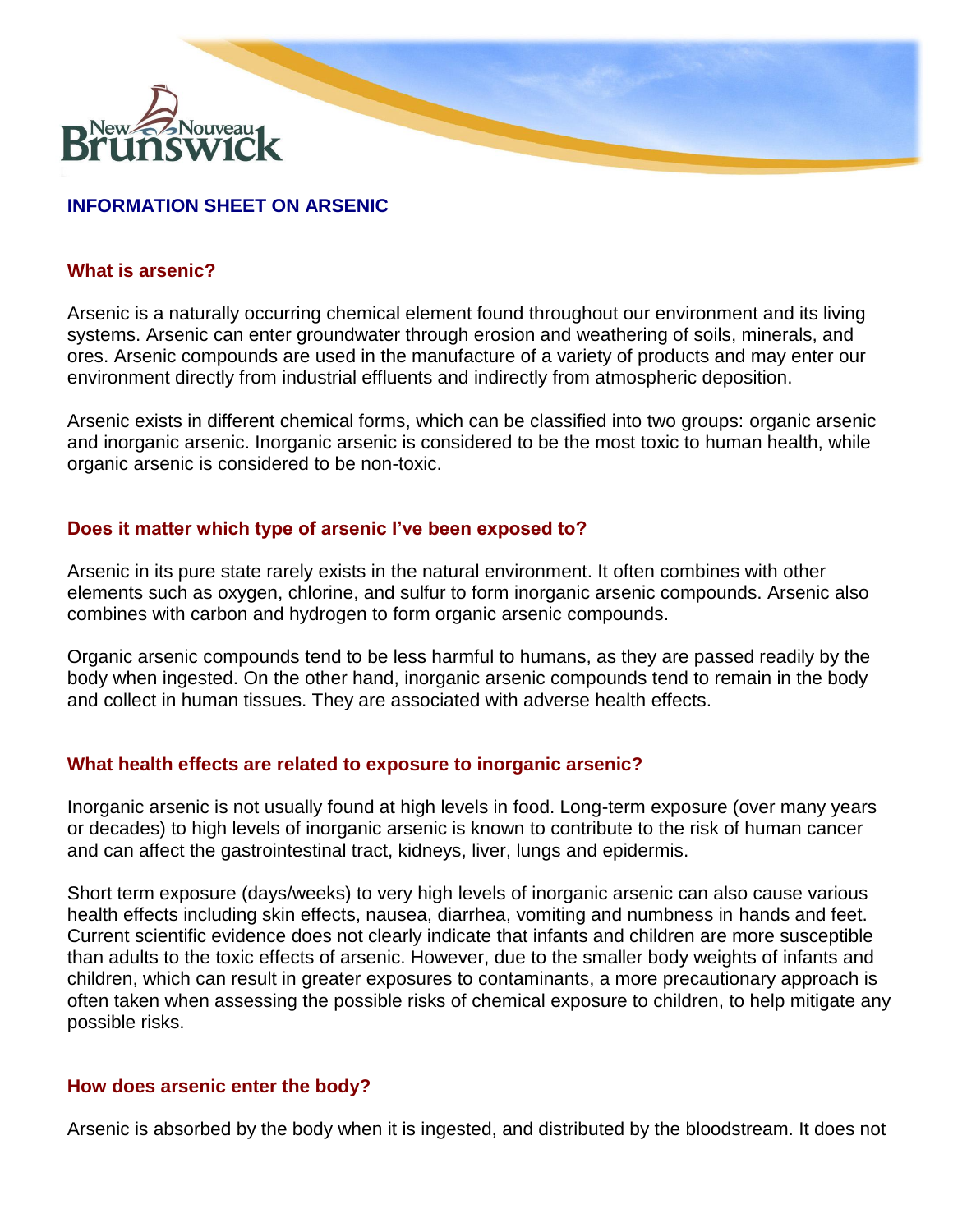# INFORMATION SHEET ON ARSENIC

## What is arsenic?

Arsenic is a naturally occurring chemical element found throughout our environment and its living systems. Arsenic can enter groundwater through erosion and weathering of soils, minerals, and ores. Arsenic compounds are used in the manufacture of a variety of products and may enter our environment directly from industrial effluents and indirectly from atmospheric deposition.

Arsenic exists in different chemical forms, which can be classified into two groups: organic arsenic and inorganic arsenic. Inorganic arsenic is considered to be the most toxic to human health, while organic arsenic is considered to be non-toxic.

## Does it matter which type of arsenic I've been exposed to?

Arsenic in its pure state rarely exists in the natural environment. It often combines with other elements such as oxygen, chlorine, and sulfur to form inorganic arsenic compounds. Arsenic also combines with carbon and hydrogen to form organic arsenic compounds.

Organic arsenic compounds tend to be less harmful to humans, as they are passed readily by the body when ingested. On the other hand, inorganic arsenic compounds tend to remain in the body and collect in human tissues. They are associated with adverse health effects.

## What health effects are related to exposure to inorganic arsenic?

Inorganic arsenic is not usually found at high levels in food. Long-term exposure (over many years or decades) to high levels of inorganic arsenic is known to contribute to the risk of human cancer and can affect the gastrointestinal tract, kidneys, liver, lungs and epidermis.

Short term exposure (days/weeks) to very high levels of inorganic arsenic can also cause various health effects including skin effects, nausea, diarrhea, vomiting and numbness in hands and feet. Current scientific evidence does not clearly indicate that infants and children are more susceptible than adults to the toxic effects of arsenic. However, due to the smaller body weights of infants and children, which can result in greater exposures to contaminants, a more precautionary approach is often taken when assessing the possible risks of chemical exposure to children, to help mitigate any possible risks.

## How does arsenic enter the body?

Arsenic is absorbed by the body when it is ingested, and distributed by the bloodstream. It does not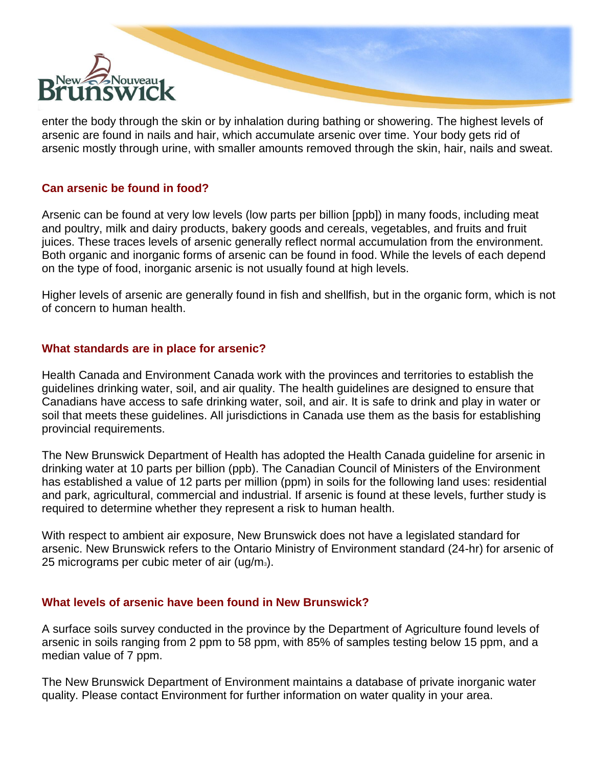enter the body through the skin or by inhalation during bathing or showering. The highest levels of arsenic are found in nails and hair, which accumulate arsenic over time. Your body gets rid of arsenic mostly through urine, with smaller amounts removed through the skin, hair, nails and sweat.

## Can arsenic be found in food?

Arsenic can be found at very low levels (low parts per billion [ppb]) in many foods, including meat and poultry, milk and dairy products, bakery goods and cereals, vegetables, and fruits and fruit juices. These traces levels of arsenic generally reflect normal accumulation from the environment. Both organic and inorganic forms of arsenic can be found in food. While the levels of each depend on the type of food, inorganic arsenic is not usually found at high levels.

Higher levels of arsenic are generally found in fish and shellfish, but in the organic form, which is not of concern to human health.

## What standards are in place for arsenic?

Health Canada and Environment Canada work with the provinces and territories to establish the guidelines drinking water, soil, and air quality. The health guidelines are designed to ensure that Canadians have access to safe drinking water, soil, and air. It is safe to drink and play in water or soil that meets these guidelines. All jurisdictions in Canada use them as the basis for establishing provincial requirements.

The New Brunswick Department of Health has adopted the Health Canada guideline for arsenic in drinking water at 10 parts per billion (ppb). The Canadian Council of Ministers of the Environment has established a value of 12 parts per million (ppm) in soils for the following land uses: residential and park, agricultural, commercial and industrial. If arsenic is found at these levels, further study is required to determine whether they represent a risk to human health.

With respect to ambient air exposure, New Brunswick does not have a legislated standard for arsenic. New Brunswick refers to the Ontario Ministry of Environment standard (24-hr) for arsenic of 25 micrograms per cubic meter of air (ug/$m_3$).

## What levels of arsenic have been found in New Brunswick?

A surface soils survey conducted in the province by the Department of Agriculture found levels of arsenic in soils ranging from 2 ppm to 58 ppm, with 85% of samples testing below 15 ppm, and a median value of 7 ppm.

The New Brunswick Department of Environment maintains a database of private inorganic water quality. Please contact Environment for further information on water quality in your area.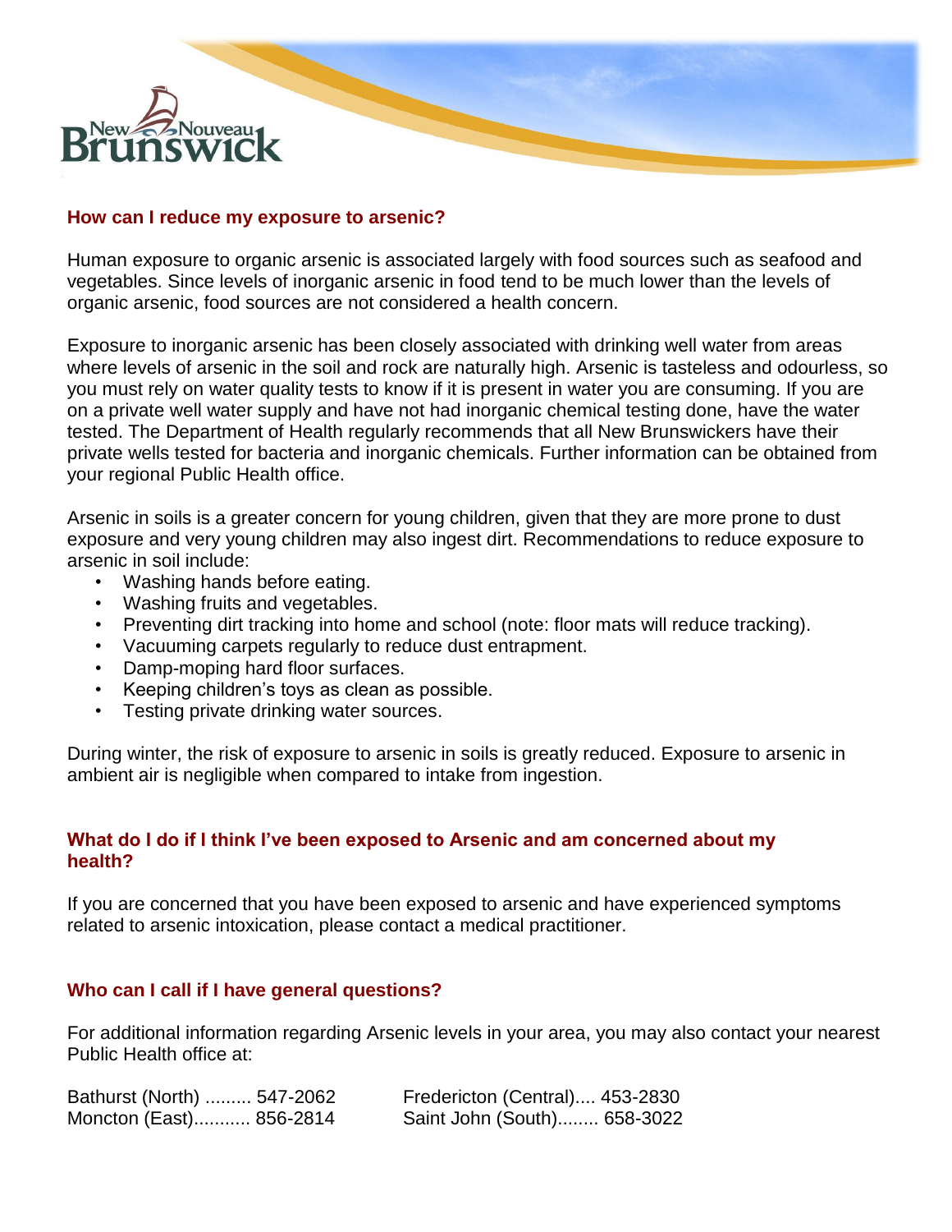## How can I reduce my exposure to arsenic?

Human exposure to organic arsenic is associated largely with food sources such as seafood and vegetables. Since levels of inorganic arsenic in food tend to be much lower than the levels of organic arsenic, food sources are not considered a health concern.

Exposure to inorganic arsenic has been closely associated with drinking well water from areas where levels of arsenic in the soil and rock are naturally high. Arsenic is tasteless and odourless, so you must rely on water quality tests to know if it is present in water you are consuming. If you are on a private well water supply and have not had inorganic chemical testing done, have the water tested. The Department of Health regularly recommends that all New Brunswickers have their private wells tested for bacteria and inorganic chemicals. Further information can be obtained from your regional Public Health office.

Arsenic in soils is a greater concern for young children, given that they are more prone to dust exposure and very young children may also ingest dirt. Recommendations to reduce exposure to arsenic in soil include:

- Washing hands before eating.
- Washing fruits and vegetables.
- Preventing dirt tracking into home and school (note: floor mats will reduce tracking).
- Vacuuming carpets regularly to reduce dust entrapment.
- Damp-moping hard floor surfaces.
- Keeping children's toys as clean as possible.
- Testing private drinking water sources.

During winter, the risk of exposure to arsenic in soils is greatly reduced. Exposure to arsenic in ambient air is negligible when compared to intake from ingestion.

## What do I do if I think I've been exposed to Arsenic and am concerned about my health?

If you are concerned that you have been exposed to arsenic and have experienced symptoms related to arsenic intoxication, please contact a medical practitioner.

## Who can I call if I have general questions?

For additional information regarding Arsenic levels in your area, you may also contact your nearest Public Health office at:

Bathurst (North) ......... 547-2062
Moncton (East)........... 856-2814
Fredericton (Central).... 453-2830
Saint John (South)........ 658-3022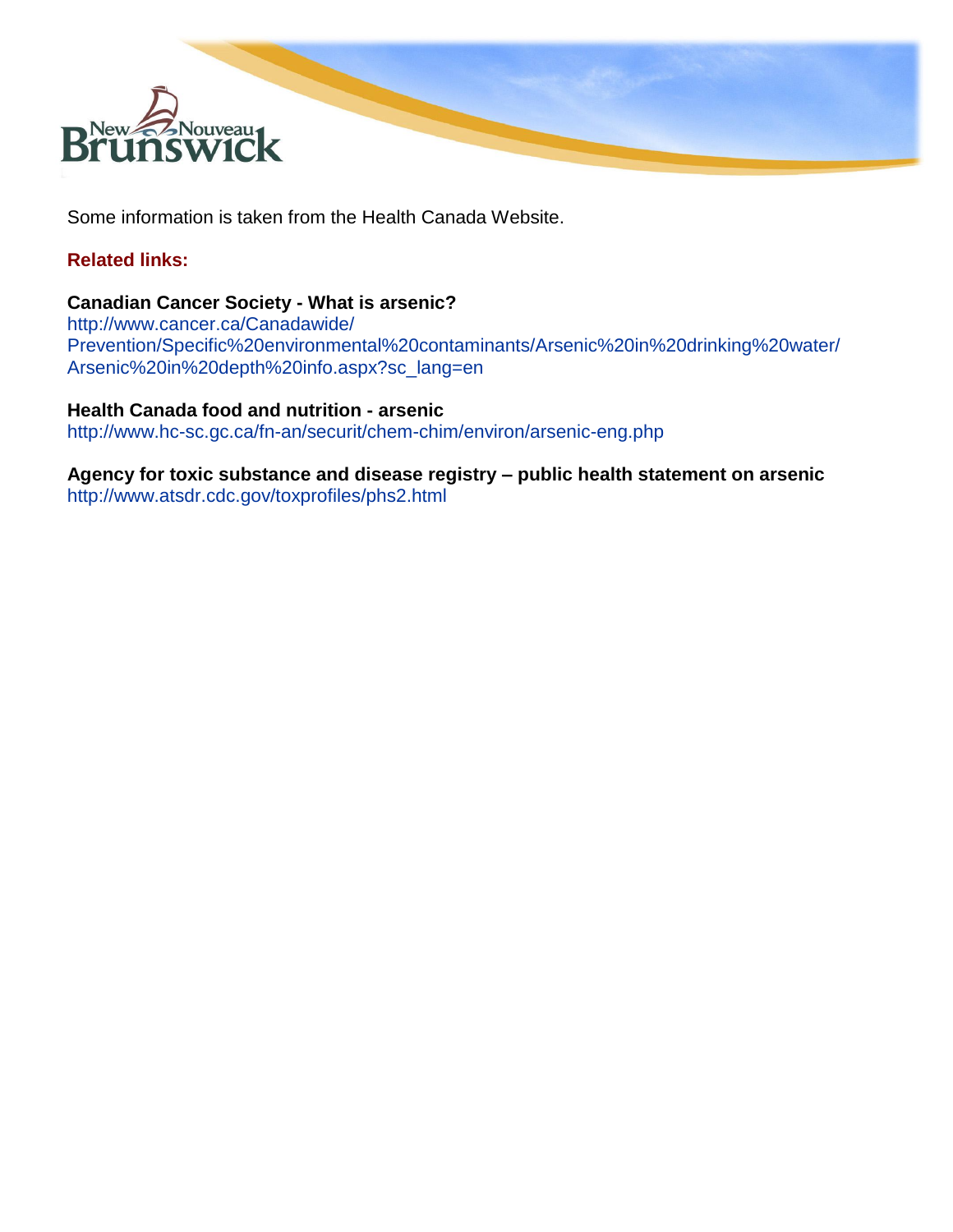Some information is taken from the Health Canada Website.

## Related links:

**Canadian Cancer Society - What is arsenic?**
http://www.cancer.ca/Canadawide/Prevention/Specific%20environmental%20contaminants/Arsenic%20in%20drinking%20water/Arsenic%20in%20depth%20info.aspx?sc_lang=en

**Health Canada food and nutrition - arsenic**
http://www.hc-sc.gc.ca/fn-an/securit/chem-chim/environ/arsenic-eng.php

**Agency for toxic substance and disease registry – public health statement on arsenic**
http://www.atsdr.cdc.gov/toxprofiles/phs2.html